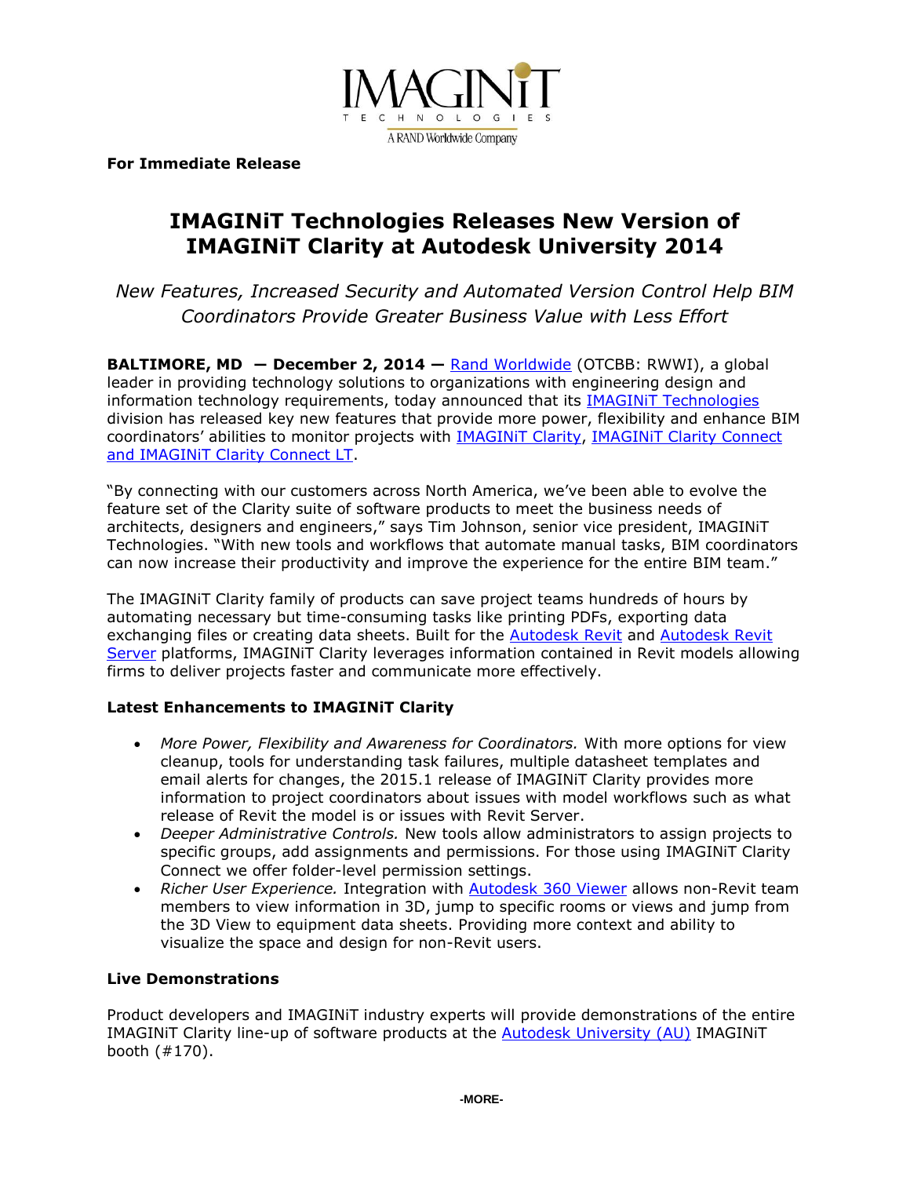IMAGINiT TECHNOLOGIES

A RAND Worldwide Company

**For Immediate Release**

# IMAGINiT Technologies Releases New Version of IMAGINiT Clarity at Autodesk University 2014

*New Features, Increased Security and Automated Version Control Help BIM Coordinators Provide Greater Business Value with Less Effort*

**BALTIMORE, MD — December 2, 2014 —** Rand Worldwide (OTCBB: RWWI), a global leader in providing technology solutions to organizations with engineering design and information technology requirements, today announced that its IMAGINiT Technologies division has released key new features that provide more power, flexibility and enhance BIM coordinators' abilities to monitor projects with IMAGINiT Clarity, IMAGINiT Clarity Connect and IMAGINiT Clarity Connect LT.

"By connecting with our customers across North America, we've been able to evolve the feature set of the Clarity suite of software products to meet the business needs of architects, designers and engineers," says Tim Johnson, senior vice president, IMAGINiT Technologies. "With new tools and workflows that automate manual tasks, BIM coordinators can now increase their productivity and improve the experience for the entire BIM team."

The IMAGINiT Clarity family of products can save project teams hundreds of hours by automating necessary but time-consuming tasks like printing PDFs, exporting data exchanging files or creating data sheets. Built for the Autodesk Revit and Autodesk Revit Server platforms, IMAGINiT Clarity leverages information contained in Revit models allowing firms to deliver projects faster and communicate more effectively.

### Latest Enhancements to IMAGINiT Clarity

- *More Power, Flexibility and Awareness for Coordinators.* With more options for view cleanup, tools for understanding task failures, multiple datasheet templates and email alerts for changes, the 2015.1 release of IMAGINiT Clarity provides more information to project coordinators about issues with model workflows such as what release of Revit the model is or issues with Revit Server.
- *Deeper Administrative Controls.* New tools allow administrators to assign projects to specific groups, add assignments and permissions. For those using IMAGINiT Clarity Connect we offer folder-level permission settings.
- *Richer User Experience.* Integration with Autodesk 360 Viewer allows non-Revit team members to view information in 3D, jump to specific rooms or views and jump from the 3D View to equipment data sheets. Providing more context and ability to visualize the space and design for non-Revit users.

### Live Demonstrations

Product developers and IMAGINiT industry experts will provide demonstrations of the entire IMAGINiT Clarity line-up of software products at the Autodesk University (AU) IMAGINiT booth (#170).

-MORE-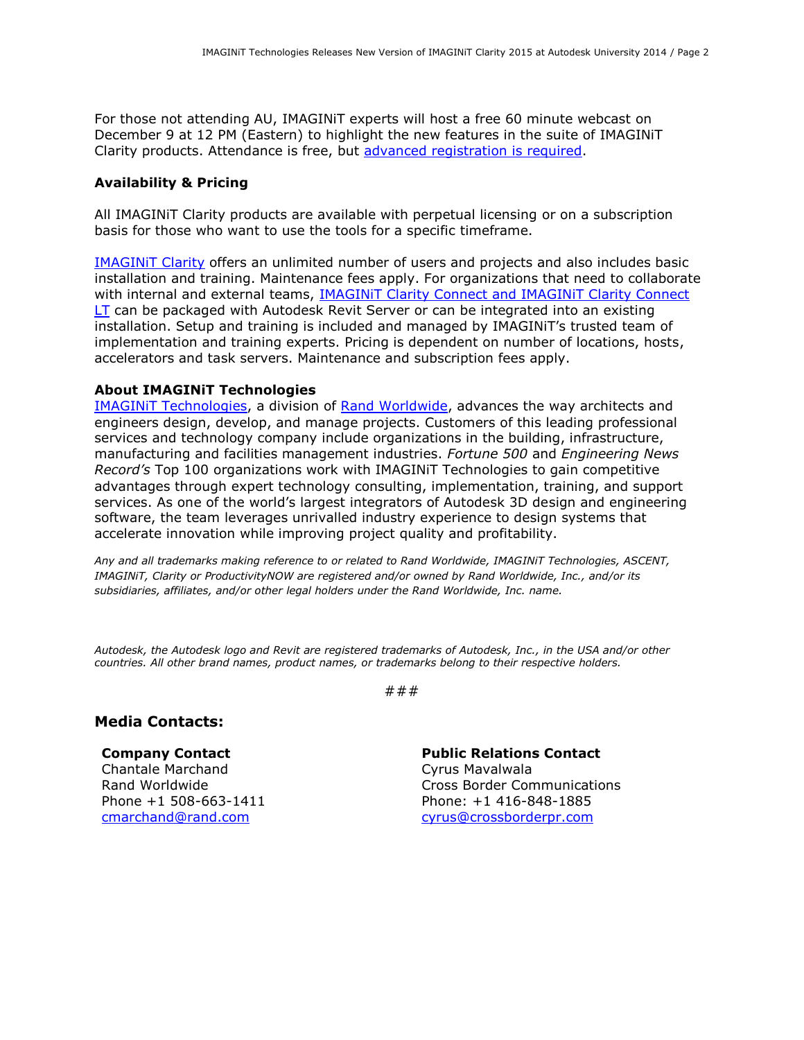For those not attending AU, IMAGINiT experts will host a free 60 minute webcast on December 9 at 12 PM (Eastern) to highlight the new features in the suite of IMAGINiT Clarity products. Attendance is free, but advanced registration is required.

**Availability & Pricing**

All IMAGINiT Clarity products are available with perpetual licensing or on a subscription basis for those who want to use the tools for a specific timeframe.

IMAGINiT Clarity offers an unlimited number of users and projects and also includes basic installation and training. Maintenance fees apply. For organizations that need to collaborate with internal and external teams, IMAGINiT Clarity Connect and IMAGINiT Clarity Connect LT can be packaged with Autodesk Revit Server or can be integrated into an existing installation. Setup and training is included and managed by IMAGINiT's trusted team of implementation and training experts. Pricing is dependent on number of locations, hosts, accelerators and task servers. Maintenance and subscription fees apply.

**About IMAGINiT Technologies**

IMAGINiT Technologies, a division of Rand Worldwide, advances the way architects and engineers design, develop, and manage projects. Customers of this leading professional services and technology company include organizations in the building, infrastructure, manufacturing and facilities management industries. *Fortune 500* and *Engineering News Record's* Top 100 organizations work with IMAGINiT Technologies to gain competitive advantages through expert technology consulting, implementation, training, and support services. As one of the world's largest integrators of Autodesk 3D design and engineering software, the team leverages unrivalled industry experience to design systems that accelerate innovation while improving project quality and profitability.

*Any and all trademarks making reference to or related to Rand Worldwide, IMAGINiT Technologies, ASCENT, IMAGINiT, Clarity or ProductivityNOW are registered and/or owned by Rand Worldwide, Inc., and/or its subsidiaries, affiliates, and/or other legal holders under the Rand Worldwide, Inc. name.*

*Autodesk, the Autodesk logo and Revit are registered trademarks of Autodesk, Inc., in the USA and/or other countries. All other brand names, product names, or trademarks belong to their respective holders.*

###

## Media Contacts:

**Company Contact**
Chantale Marchand
Rand Worldwide
Phone +1 508-663-1411
cmarchand@rand.com

**Public Relations Contact**
Cyrus Mavalwala
Cross Border Communications
Phone: +1 416-848-1885
cyrus@crossborderpr.com